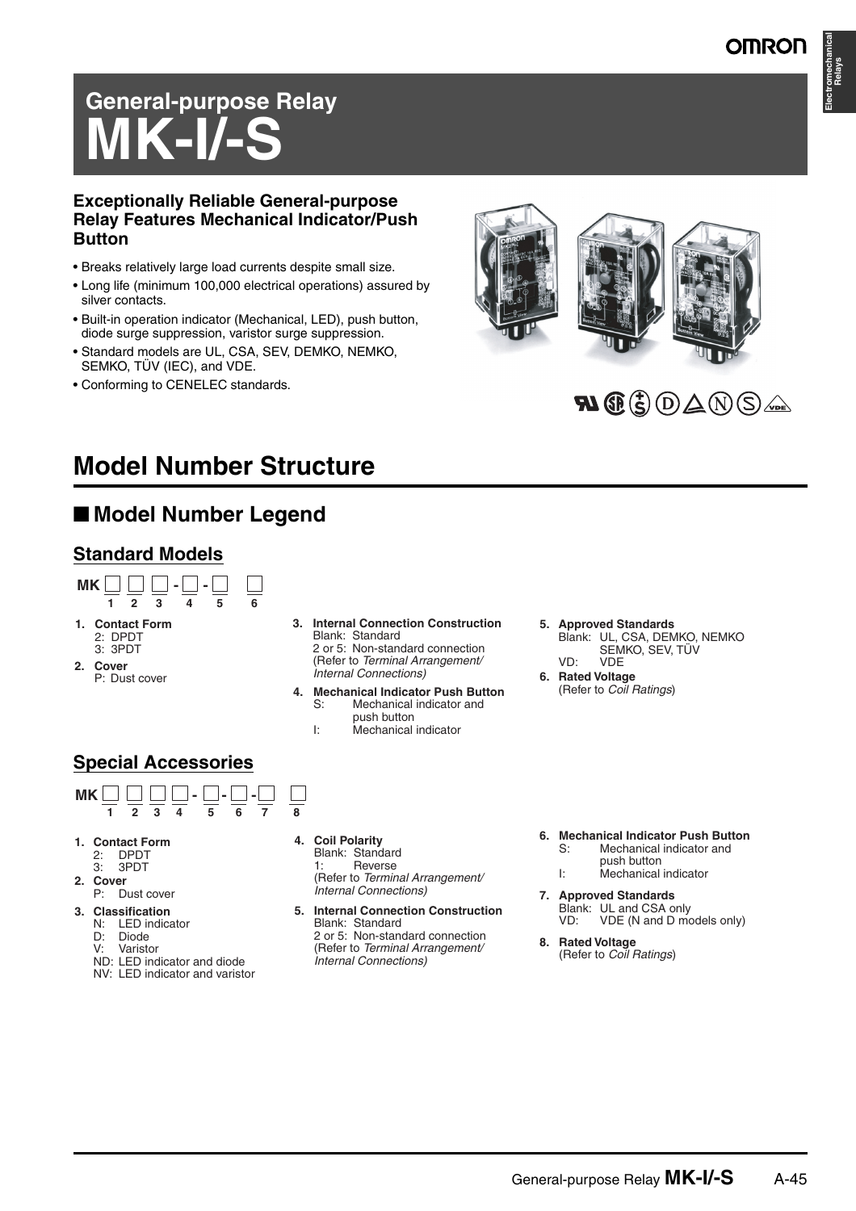# General-purpose Relay
# MK-I/-S

### Exceptionally Reliable General-purpose Relay Features Mechanical Indicator/Push Button

- Breaks relatively large load currents despite small size.
- Long life (minimum 100,000 electrical operations) assured by silver contacts.
- Built-in operation indicator (Mechanical, LED), push button, diode surge suppression, varistor surge suppression.
- Standard models are UL, CSA, SEV, DEMKO, NEMKO, SEMKO, TÜV (IEC), and VDE.
- Conforming to CENELEC standards.

## Model Number Structure

### ■ Model Number Legend

#### Standard Models

MK □ □ □ - □ - □ □
1 2 3 4 5 6

1. **Contact Form**
   2: DPDT
   3: 3PDT
2. **Cover**
   P: Dust cover
3. **Internal Connection Construction**
   Blank: Standard
   2 or 5: Non-standard connection (Refer to *Terminal Arrangement/ Internal Connections*)
4. **Mechanical Indicator Push Button**
   S: Mechanical indicator and push button
   I: Mechanical indicator
5. **Approved Standards**
   Blank: UL, CSA, DEMKO, NEMKO SEMKO, SEV, TÜV
   VD: VDE
6. **Rated Voltage**
   (Refer to *Coil Ratings*)

#### Special Accessories

MK □ □ □ □ - □ - □ - □ □
1 2 3 4 5 6 7 8

1. **Contact Form**
   2: DPDT
   3: 3PDT
2. **Cover**
   P: Dust cover
3. **Classification**
   N: LED indicator
   D: Diode
   V: Varistor
   ND: LED indicator and diode
   NV: LED indicator and varistor
4. **Coil Polarity**
   Blank: Standard
   1: Reverse
   (Refer to *Terminal Arrangement/ Internal Connections*)
5. **Internal Connection Construction**
   Blank: Standard
   2 or 5: Non-standard connection (Refer to *Terminal Arrangement/ Internal Connections*)
6. **Mechanical Indicator Push Button**
   S: Mechanical indicator and push button
   I: Mechanical indicator
7. **Approved Standards**
   Blank: UL and CSA only
   VD: VDE (N and D models only)
8. **Rated Voltage**
   (Refer to *Coil Ratings*)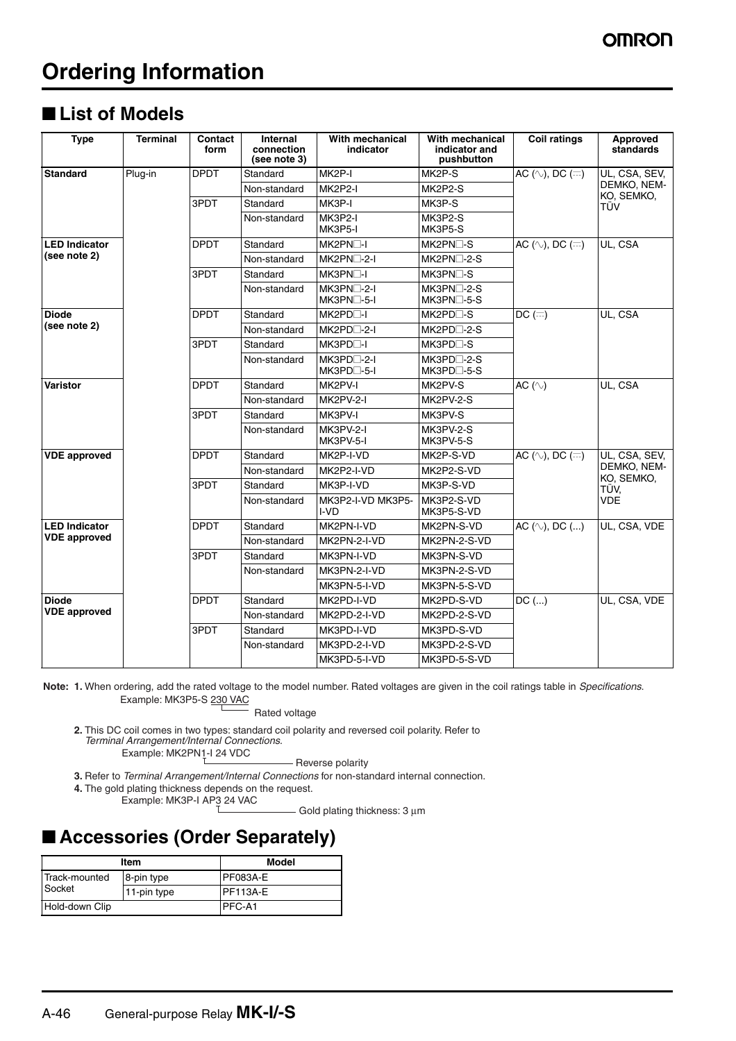# Ordering Information

## ■ List of Models

| Type | Terminal | Contact form | Internal connection (see note 3) | With mechanical indicator | With mechanical indicator and pushbutton | Coil ratings | Approved standards |
|---|---|---|---|---|---|---|---|
| **Standard** | Plug-in | DPDT | Standard | MK2P-I | MK2P-S | AC (∿), DC (⎓) | UL, CSA, SEV, DEMKO, NEM-KO, SEMKO, TÜV |
| | | | Non-standard | MK2P2-I | MK2P2-S | | |
| | | 3PDT | Standard | MK3P-I | MK3P-S | | |
| | | | Non-standard | MK3P2-I MK3P5-I | MK3P2-S MK3P5-S | | |
| **LED Indicator (see note 2)** | | DPDT | Standard | MK2PN□-I | MK2PN□-S | AC (∿), DC (⎓) | UL, CSA |
| | | | Non-standard | MK2PN□-2-I | MK2PN□-2-S | | |
| | | 3PDT | Standard | MK3PN□-I | MK3PN□-S | | |
| | | | Non-standard | MK3PN□-2-I MK3PN□-5-I | MK3PN□-2-S MK3PN□-5-S | | |
| **Diode (see note 2)** | | DPDT | Standard | MK2PD□-I | MK2PD□-S | DC (⎓) | UL, CSA |
| | | | Non-standard | MK2PD□-2-I | MK2PD□-2-S | | |
| | | 3PDT | Standard | MK3PD□-I | MK3PD□-S | | |
| | | | Non-standard | MK3PD□-2-I MK3PD□-5-I | MK3PD□-2-S MK3PD□-5-S | | |
| **Varistor** | | DPDT | Standard | MK2PV-I | MK2PV-S | AC (∿) | UL, CSA |
| | | | Non-standard | MK2PV-2-I | MK2PV-2-S | | |
| | | 3PDT | Standard | MK3PV-I | MK3PV-S | | |
| | | | Non-standard | MK3PV-2-I MK3PV-5-I | MK3PV-2-S MK3PV-5-S | | |
| **VDE approved** | | DPDT | Standard | MK2P-I-VD | MK2P-S-VD | AC (∿), DC (⎓) | UL, CSA, SEV, DEMKO, NEM-KO, SEMKO, TÜV, VDE |
| | | | Non-standard | MK2P2-I-VD | MK2P2-S-VD | | |
| | | 3PDT | Standard | MK3P-I-VD | MK3P-S-VD | | |
| | | | Non-standard | MK3P2-I-VD MK3P5-I-VD | MK3P2-S-VD MK3P5-S-VD | | |
| **LED Indicator VDE approved** | | DPDT | Standard | MK2PN-I-VD | MK2PN-S-VD | AC (∿), DC (...) | UL, CSA, VDE |
| | | | Non-standard | MK2PN-2-I-VD | MK2PN-2-S-VD | | |
| | | 3PDT | Standard | MK3PN-I-VD | MK3PN-S-VD | | |
| | | | Non-standard | MK3PN-2-I-VD | MK3PN-2-S-VD | | |
| | | | | MK3PN-5-I-VD | MK3PN-5-S-VD | | |
| **Diode VDE approved** | | DPDT | Standard | MK2PD-I-VD | MK2PD-S-VD | DC (...) | UL, CSA, VDE |
| | | | Non-standard | MK2PD-2-I-VD | MK2PD-2-S-VD | | |
| | | 3PDT | Standard | MK3PD-I-VD | MK3PD-S-VD | | |
| | | | Non-standard | MK3PD-2-I-VD | MK3PD-2-S-VD | | |
| | | | | MK3PD-5-I-VD | MK3PD-5-S-VD | | |

**Note: 1.** When ordering, add the rated voltage to the model number. Rated voltages are given in the coil ratings table in *Specifications*.
Example: MK3P5-S 230 VAC (230 VAC: Rated voltage)

**2.** This DC coil comes in two types: standard coil polarity and reversed coil polarity. Refer to *Terminal Arrangement/Internal Connections*.
Example: MK2PN1-I 24 VDC (1: Reverse polarity)

**3.** Refer to *Terminal Arrangement/Internal Connections* for non-standard internal connection.

**4.** The gold plating thickness depends on the request.
Example: MK3P-I AP3 24 VAC (3: Gold plating thickness: 3 µm)

## ■ Accessories (Order Separately)

| Item | | Model |
|---|---|---|
| Track-mounted Socket | 8-pin type | PF083A-E |
| | 11-pin type | PF113A-E |
| Hold-down Clip | | PFC-A1 |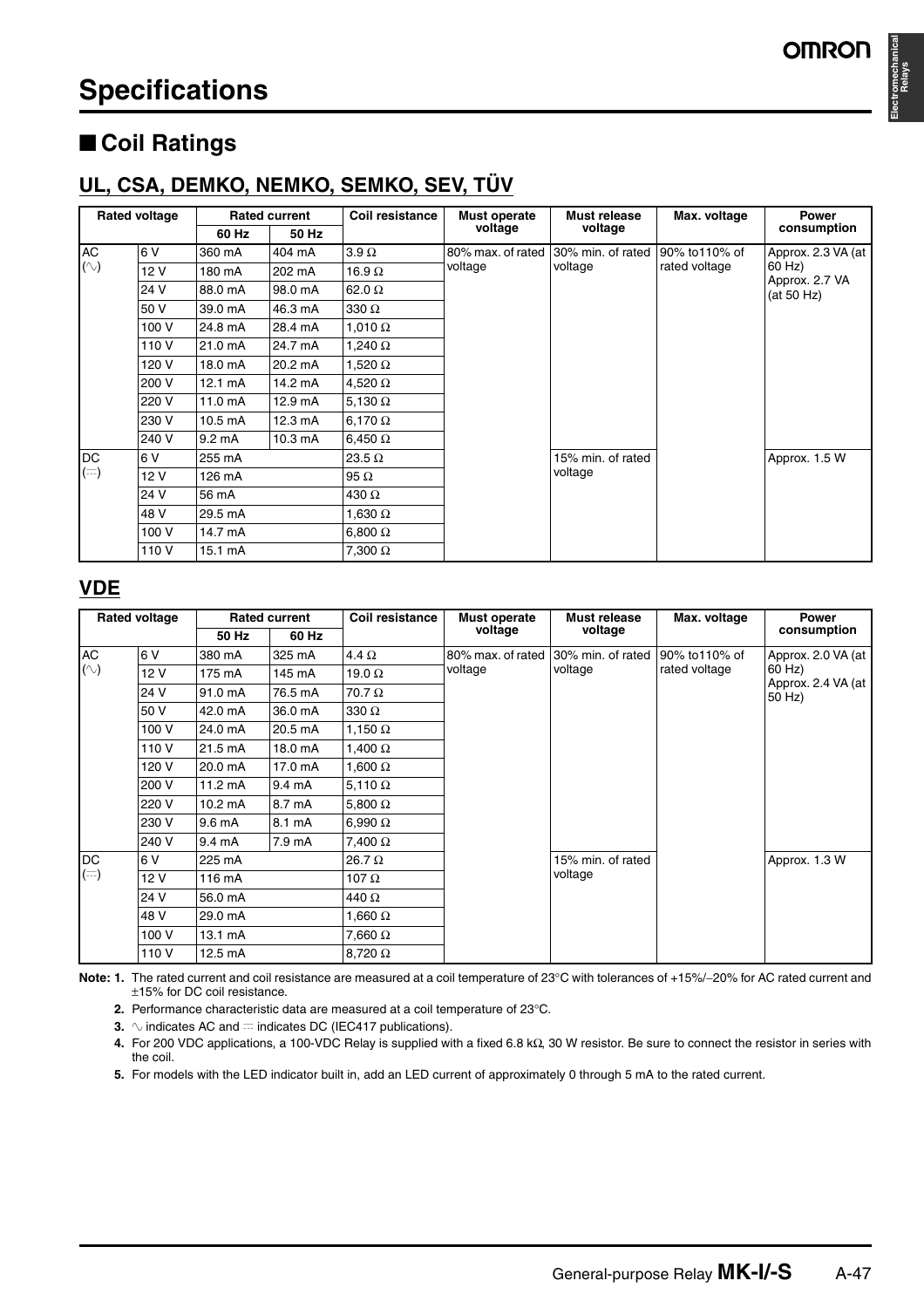# Specifications

## ■ Coil Ratings

### UL, CSA, DEMKO, NEMKO, SEMKO, SEV, TÜV

| Rated voltage | | Rated current | | Coil resistance | Must operate voltage | Must release voltage | Max. voltage | Power consumption |
|---|---|---|---|---|---|---|---|---|
| | | 60 Hz | 50 Hz | | | | | |
| AC (∿) | 6 V | 360 mA | 404 mA | 3.9 Ω | 80% max. of rated voltage | 30% min. of rated voltage | 90% to110% of rated voltage | Approx. 2.3 VA (at 60 Hz) Approx. 2.7 VA (at 50 Hz) |
| | 12 V | 180 mA | 202 mA | 16.9 Ω | | | | |
| | 24 V | 88.0 mA | 98.0 mA | 62.0 Ω | | | | |
| | 50 V | 39.0 mA | 46.3 mA | 330 Ω | | | | |
| | 100 V | 24.8 mA | 28.4 mA | 1,010 Ω | | | | |
| | 110 V | 21.0 mA | 24.7 mA | 1,240 Ω | | | | |
| | 120 V | 18.0 mA | 20.2 mA | 1,520 Ω | | | | |
| | 200 V | 12.1 mA | 14.2 mA | 4,520 Ω | | | | |
| | 220 V | 11.0 mA | 12.9 mA | 5,130 Ω | | | | |
| | 230 V | 10.5 mA | 12.3 mA | 6,170 Ω | | | | |
| | 240 V | 9.2 mA | 10.3 mA | 6,450 Ω | | | | |
| DC (⎓) | 6 V | 255 mA | | 23.5 Ω | | 15% min. of rated voltage | | Approx. 1.5 W |
| | 12 V | 126 mA | | 95 Ω | | | | |
| | 24 V | 56 mA | | 430 Ω | | | | |
| | 48 V | 29.5 mA | | 1,630 Ω | | | | |
| | 100 V | 14.7 mA | | 6,800 Ω | | | | |
| | 110 V | 15.1 mA | | 7,300 Ω | | | | |

### VDE

| Rated voltage | | Rated current | | Coil resistance | Must operate voltage | Must release voltage | Max. voltage | Power consumption |
|---|---|---|---|---|---|---|---|---|
| | | 50 Hz | 60 Hz | | | | | |
| AC (∿) | 6 V | 380 mA | 325 mA | 4.4 Ω | 80% max. of rated voltage | 30% min. of rated voltage | 90% to110% of rated voltage | Approx. 2.0 VA (at 60 Hz) Approx. 2.4 VA (at 50 Hz) |
| | 12 V | 175 mA | 145 mA | 19.0 Ω | | | | |
| | 24 V | 91.0 mA | 76.5 mA | 70.7 Ω | | | | |
| | 50 V | 42.0 mA | 36.0 mA | 330 Ω | | | | |
| | 100 V | 24.0 mA | 20.5 mA | 1,150 Ω | | | | |
| | 110 V | 21.5 mA | 18.0 mA | 1,400 Ω | | | | |
| | 120 V | 20.0 mA | 17.0 mA | 1,600 Ω | | | | |
| | 200 V | 11.2 mA | 9.4 mA | 5,110 Ω | | | | |
| | 220 V | 10.2 mA | 8.7 mA | 5,800 Ω | | | | |
| | 230 V | 9.6 mA | 8.1 mA | 6,990 Ω | | | | |
| | 240 V | 9.4 mA | 7.9 mA | 7,400 Ω | | | | |
| DC (⎓) | 6 V | 225 mA | | 26.7 Ω | | 15% min. of rated voltage | | Approx. 1.3 W |
| | 12 V | 116 mA | | 107 Ω | | | | |
| | 24 V | 56.0 mA | | 440 Ω | | | | |
| | 48 V | 29.0 mA | | 1,660 Ω | | | | |
| | 100 V | 13.1 mA | | 7,660 Ω | | | | |
| | 110 V | 12.5 mA | | 8,720 Ω | | | | |

**Note: 1.** The rated current and coil resistance are measured at a coil temperature of 23°C with tolerances of +15%/–20% for AC rated current and ±15% for DC coil resistance.

**2.** Performance characteristic data are measured at a coil temperature of 23°C.

**3.** ∿ indicates AC and ⎓ indicates DC (IEC417 publications).

**4.** For 200 VDC applications, a 100-VDC Relay is supplied with a fixed 6.8 kΩ, 30 W resistor. Be sure to connect the resistor in series with the coil.

**5.** For models with the LED indicator built in, add an LED current of approximately 0 through 5 mA to the rated current.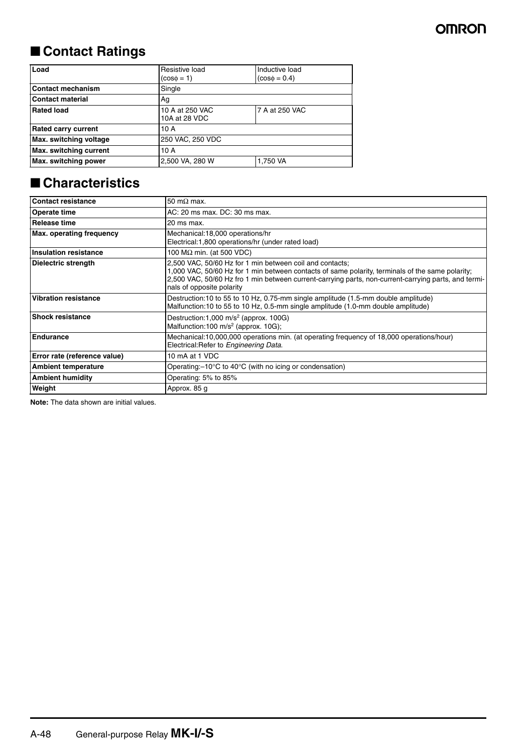## ■ Contact Ratings

| Load | Resistive load (cosφ = 1) | Inductive load (cosφ = 0.4) |
|---|---|---|
| Contact mechanism | Single | |
| Contact material | Ag | |
| Rated load | 10 A at 250 VAC<br>10A at 28 VDC | 7 A at 250 VAC |
| Rated carry current | 10 A | |
| Max. switching voltage | 250 VAC, 250 VDC | |
| Max. switching current | 10 A | |
| Max. switching power | 2,500 VA, 280 W | 1,750 VA |

## ■ Characteristics

| | |
|---|---|
| Contact resistance | 50 mΩ max. |
| Operate time | AC: 20 ms max. DC: 30 ms max. |
| Release time | 20 ms max. |
| Max. operating frequency | Mechanical:18,000 operations/hr<br>Electrical:1,800 operations/hr (under rated load) |
| Insulation resistance | 100 MΩ min. (at 500 VDC) |
| Dielectric strength | 2,500 VAC, 50/60 Hz for 1 min between coil and contacts;<br>1,000 VAC, 50/60 Hz for 1 min between contacts of same polarity, terminals of the same polarity;<br>2,500 VAC, 50/60 Hz fro 1 min between current-carrying parts, non-current-carrying parts, and terminals of opposite polarity |
| Vibration resistance | Destruction:10 to 55 to 10 Hz, 0.75-mm single amplitude (1.5-mm double amplitude)<br>Malfunction:10 to 55 to 10 Hz, 0.5-mm single amplitude (1.0-mm double amplitude) |
| Shock resistance | Destruction:1,000 $m/s^2$ (approx. 100G)<br>Malfunction:100 $m/s^2$ (approx. 10G); |
| Endurance | Mechanical:10,000,000 operations min. (at operating frequency of 18,000 operations/hour)<br>Electrical:Refer to *Engineering Data*. |
| Error rate (reference value) | 10 mA at 1 VDC |
| Ambient temperature | Operating:–10°C to 40°C (with no icing or condensation) |
| Ambient humidity | Operating: 5% to 85% |
| Weight | Approx. 85 g |

**Note:** The data shown are initial values.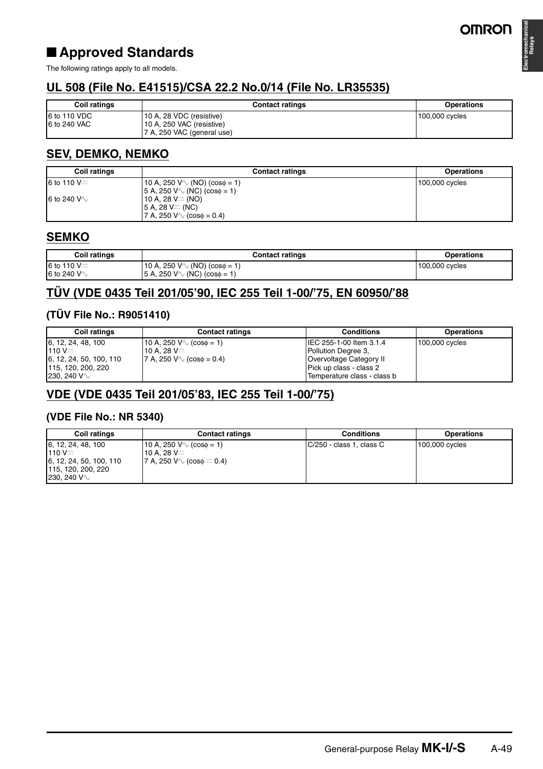## ■ Approved Standards

The following ratings apply to all models.

### UL 508 (File No. E41515)/CSA 22.2 No.0/14 (File No. LR35535)

| Coil ratings | Contact ratings | Operations |
|---|---|---|
| 6 to 110 VDC<br>6 to 240 VAC | 10 A, 28 VDC (resistive)<br>10 A, 250 VAC (resistive)<br>7 A, 250 VAC (general use) | 100,000 cycles |

### SEV, DEMKO, NEMKO

| Coil ratings | Contact ratings | Operations |
|---|---|---|
| 6 to 110 V⎓<br><br>6 to 240 V∿ | 10 A, 250 V∿ (NO) (cosϕ = 1)<br>5 A, 250 V∿ (NC) (cosϕ = 1)<br>10 A, 28 V⎓ (NO)<br>5 A, 28 V⎓ (NC)<br>7 A, 250 V∿ (cosϕ = 0.4) | 100,000 cycles |

### SEMKO

| Coil ratings | Contact ratings | Operations |
|---|---|---|
| 6 to 110 V⎓<br>6 to 240 V∿ | 10 A, 250 V∿ (NO) (cosϕ = 1)<br>5 A, 250 V∿ (NC) (cosϕ = 1) | 100,000 cycles |

### TÜV (VDE 0435 Teil 201/05'90, IEC 255 Teil 1-00/'75, EN 60950/'88

#### (TÜV File No.: R9051410)

| Coil ratings | Contact ratings | Conditions | Operations |
|---|---|---|---|
| 6, 12, 24, 48, 100<br>110 V⎓<br>6, 12, 24, 50, 100, 110<br>115, 120, 200, 220<br>230, 240 V∿ | 10 A, 250 V∿ (cosϕ = 1)<br>10 A, 28 V⎓<br>7 A, 250 V∿ (cosϕ = 0.4) | IEC 255-1-00 Item 3.1.4<br>Pollution Degree 3,<br>Overvoltage Category II<br>Pick up class - class 2<br>Temperature class - class b | 100,000 cycles |

### VDE (VDE 0435 Teil 201/05'83, IEC 255 Teil 1-00/'75)

#### (VDE File No.: NR 5340)

| Coil ratings | Contact ratings | Conditions | Operations |
|---|---|---|---|
| 6, 12, 24, 48, 100<br>110 V⎓<br>6, 12, 24, 50, 100, 110<br>115, 120, 200, 220<br>230, 240 V∿ | 10 A, 250 V∿ (cosϕ = 1)<br>10 A, 28 V⎓<br>7 A, 250 V∿ (cosϕ ⎓ 0.4) | C/250 - class 1, class C | 100,000 cycles |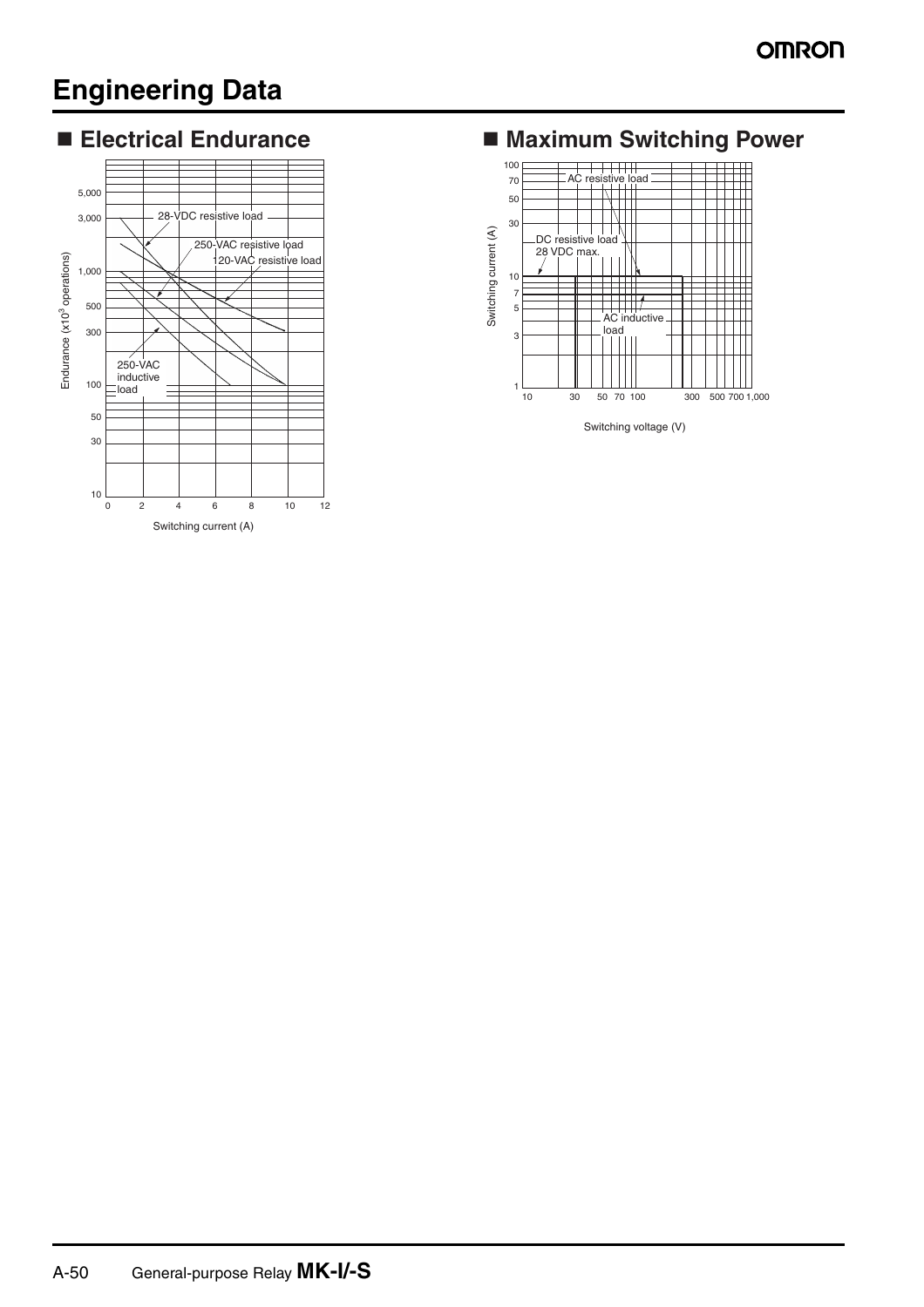# Engineering Data

## ■ Electrical Endurance

Endurance (x$10^3$ operations)

28-VDC resistive load

250-VAC resistive load

120-VAC resistive load

250-VAC inductive load

Switching current (A)

## ■ Maximum Switching Power

Switching current (A)

AC resistive load

DC resistive load 28 VDC max.

AC inductive load

Switching voltage (V)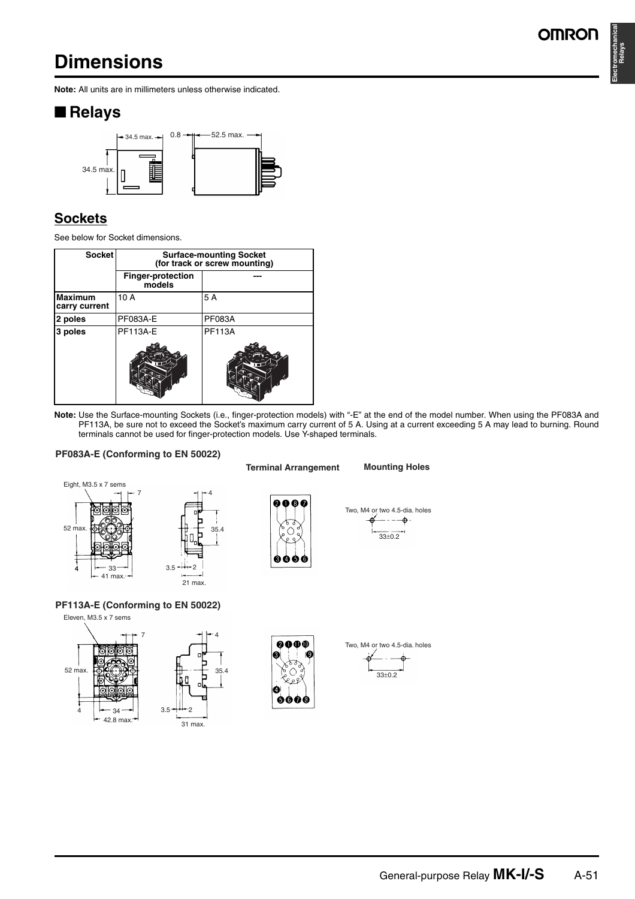# Dimensions

**Note:** All units are in millimeters unless otherwise indicated.

## ■ Relays

34.5 max.

34.5 max.

0.8

52.5 max.

## Sockets

See below for Socket dimensions.

| Socket | Surface-mounting Socket (for track or screw mounting) | |
|---|---|---|
| | Finger-protection models | --- |
| **Maximum carry current** | 10 A | 5 A |
| **2 poles** | PF083A-E | PF083A |
| **3 poles** | PF113A-E | PF113A |

**Note:** Use the Surface-mounting Sockets (i.e., finger-protection models) with "-E" at the end of the model number. When using the PF083A and PF113A, be sure not to exceed the Socket's maximum carry current of 5 A. Using at a current exceeding 5 A may lead to burning. Round terminals cannot be used for finger-protection models. Use Y-shaped terminals.

### PF083A-E (Conforming to EN 50022)

Eight, M3.5 x 7 sems

7

52 max.

4

33

41 max.

4

35.4

3.5

2

21 max.

**Terminal Arrangement**

**Mounting Holes**

Two, M4 or two 4.5-dia. holes

33±0.2

### PF113A-E (Conforming to EN 50022)

Eleven, M3.5 x 7 sems

7

52 max.

4

34

42.8 max.

4

35.4

3.5

2

31 max.

Two, M4 or two 4.5-dia. holes

33±0.2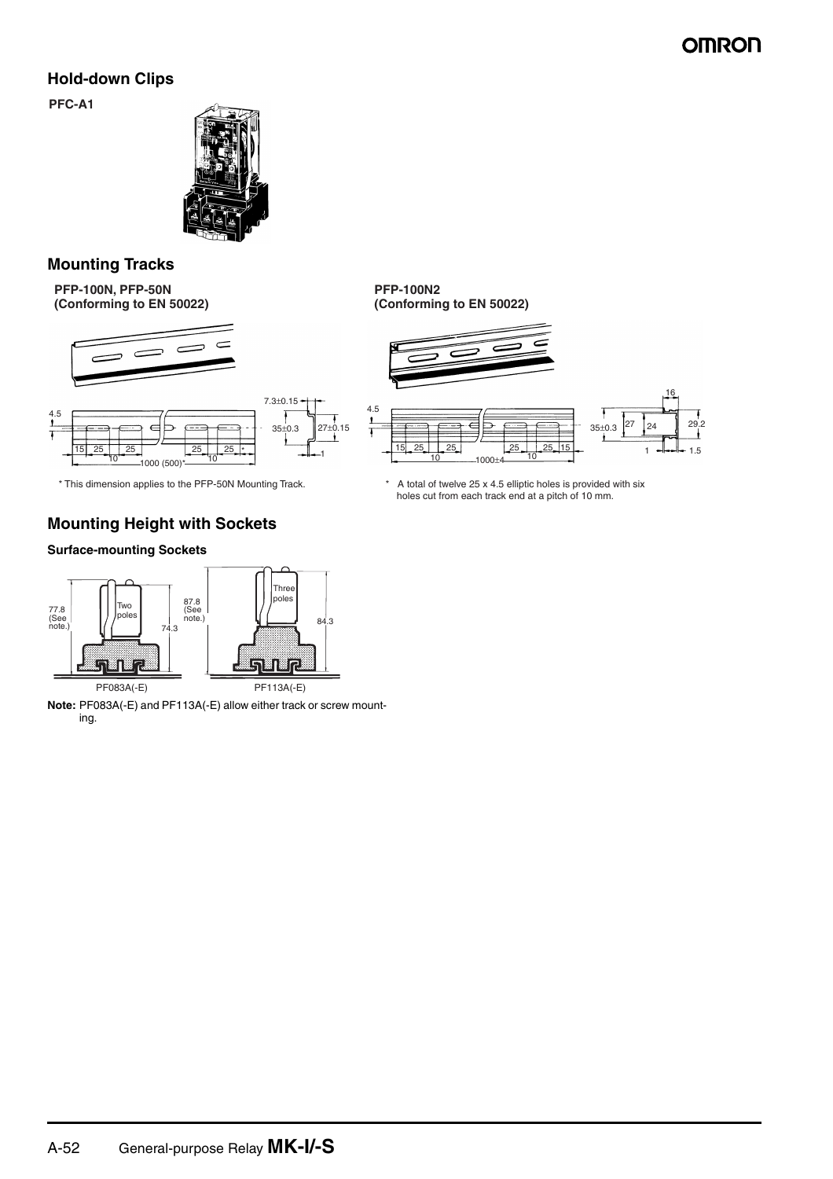## Hold-down Clips

**PFC-A1**

## Mounting Tracks

**PFP-100N, PFP-50N (Conforming to EN 50022)**

\* This dimension applies to the PFP-50N Mounting Track.

**PFP-100N2 (Conforming to EN 50022)**

\* A total of twelve 25 x 4.5 elliptic holes is provided with six holes cut from each track end at a pitch of 10 mm.

## Mounting Height with Sockets

### Surface-mounting Sockets

PF083A(-E)

PF113A(-E)

**Note:** PF083A(-E) and PF113A(-E) allow either track or screw mounting.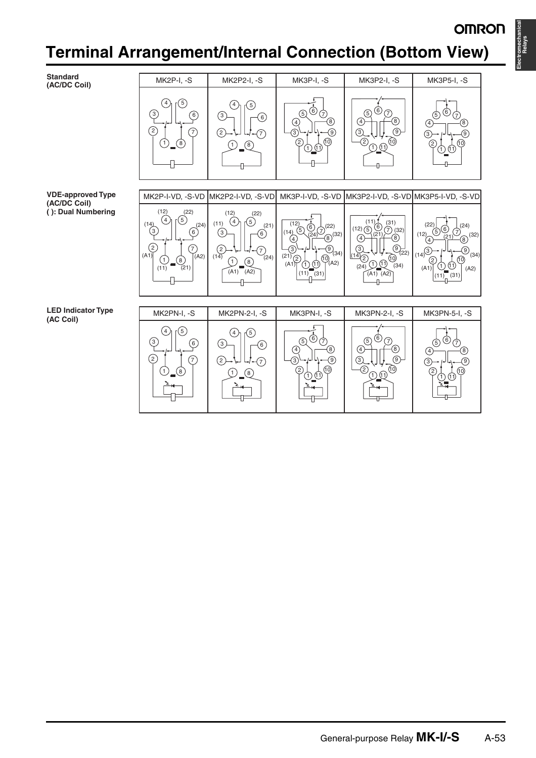# Terminal Arrangement/Internal Connection (Bottom View)

**Standard (AC/DC Coil)**

| MK2P-I, -S | MK2P2-I, -S | MK3P-I, -S | MK3P2-I, -S | MK3P5-I, -S |
|---|---|---|---|---|

**VDE-approved Type (AC/DC Coil)**
**( ): Dual Numbering**

| MK2P-I-VD, -S-VD | MK2P2-I-VD, -S-VD | MK3P-I-VD, -S-VD | MK3P2-I-VD, -S-VD | MK3P5-I-VD, -S-VD |
|---|---|---|---|---|

**LED Indicator Type (AC Coil)**

| MK2PN-I, -S | MK2PN-2-I, -S | MK3PN-I, -S | MK3PN-2-I, -S | MK3PN-5-I, -S |
|---|---|---|---|---|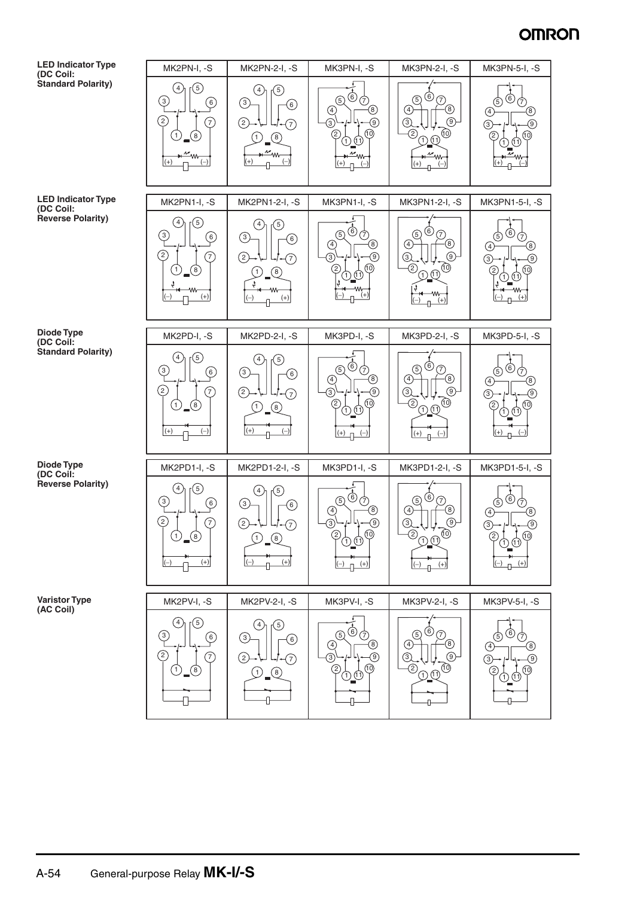**LED Indicator Type (DC Coil: Standard Polarity)**

| MK2PN-I, -S | MK2PN-2-I, -S | MK3PN-I, -S | MK3PN-2-I, -S | MK3PN-5-I, -S |
|---|---|---|---|---|

**LED Indicator Type (DC Coil: Reverse Polarity)**

| MK2PN1-I, -S | MK2PN1-2-I, -S | MK3PN1-I, -S | MK3PN1-2-I, -S | MK3PN1-5-I, -S |
|---|---|---|---|---|

**Diode Type (DC Coil: Standard Polarity)**

| MK2PD-I, -S | MK2PD-2-I, -S | MK3PD-I, -S | MK3PD-2-I, -S | MK3PD-5-I, -S |
|---|---|---|---|---|

**Diode Type (DC Coil: Reverse Polarity)**

| MK2PD1-I, -S | MK2PD1-2-I, -S | MK3PD1-I, -S | MK3PD1-2-I, -S | MK3PD1-5-I, -S |
|---|---|---|---|---|

**Varistor Type (AC Coil)**

| MK2PV-I, -S | MK2PV-2-I, -S | MK3PV-I, -S | MK3PV-2-I, -S | MK3PV-5-I, -S |
|---|---|---|---|---|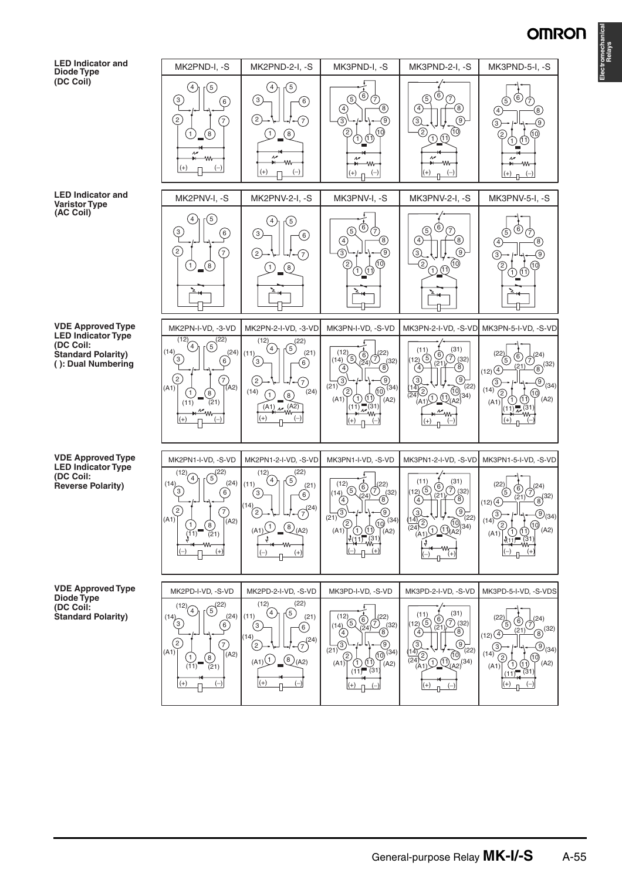| | | | | | |
|---|---|---|---|---|---|
| **LED Indicator and Diode Type (DC Coil)** | MK2PND-I, -S | MK2PND-2-I, -S | MK3PND-I, -S | MK3PND-2-I, -S | MK3PND-5-I, -S |
| **LED Indicator and Varistor Type (AC Coil)** | MK2PNV-I, -S | MK2PNV-2-I, -S | MK3PNV-I, -S | MK3PNV-2-I, -S | MK3PNV-5-I, -S |
| **VDE Approved Type LED Indicator Type (DC Coil: Standard Polarity) ( ): Dual Numbering** | MK2PN-I-VD, -3-VD | MK2PN-2-I-VD, -3-VD | MK3PN-I-VD, -S-VD | MK3PN-2-I-VD, -S-VD | MK3PN-5-I-VD, -S-VD |
| **VDE Approved Type LED Indicator Type (DC Coil: Reverse Polarity)** | MK2PN1-I-VD, -S-VD | MK2PN1-2-I-VD, -S-VD | MK3PN1-I-VD, -S-VD | MK3PN1-2-I-VD, -S-VD | MK3PN1-5-I-VD, -S-VD |
| **VDE Approved Type Diode Type (DC Coil: Standard Polarity)** | MK2PD-I-VD, -S-VD | MK2PD-2-I-VD, -S-VD | MK3PD-I-VD, -S-VD | MK3PD-2-I-VD, -S-VD | MK3PD-5-I-VD, -S-VDS |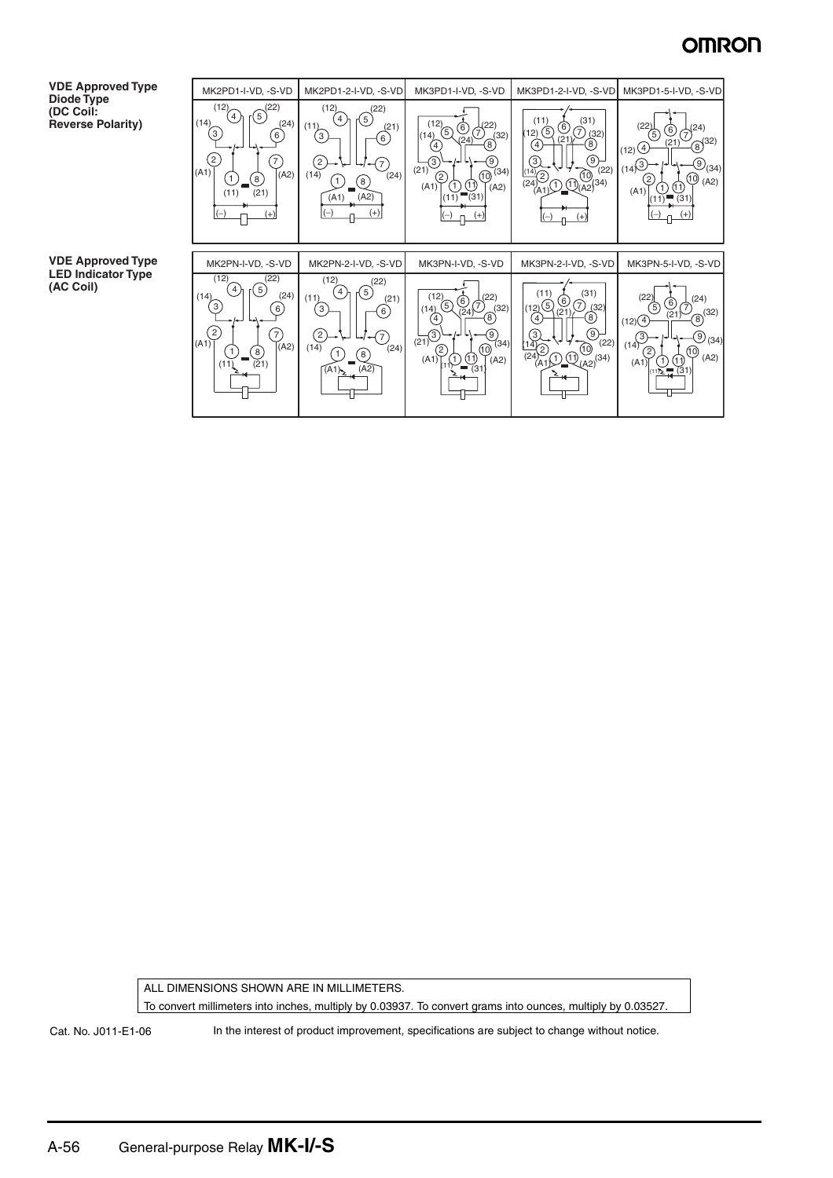**VDE Approved Type Diode Type (DC Coil: Reverse Polarity)**

MK2PD1-I-VD, -S-VD

MK2PD1-2-I-VD, -S-VD

MK3PD1-I-VD, -S-VD

MK3PD1-2-I-VD, -S-VD

MK3PD1-5-I-VD, -S-VD

**VDE Approved Type LED Indicator Type (AC Coil)**

MK2PN-I-VD, -S-VD

MK2PN-2-I-VD, -S-VD

MK3PN-I-VD, -S-VD

MK3PN-2-I-VD, -S-VD

MK3PN-5-I-VD, -S-VD

ALL DIMENSIONS SHOWN ARE IN MILLIMETERS.

To convert millimeters into inches, multiply by 0.03937. To convert grams into ounces, multiply by 0.03527.

Cat. No. J011-E1-06

In the interest of product improvement, specifications are subject to change without notice.